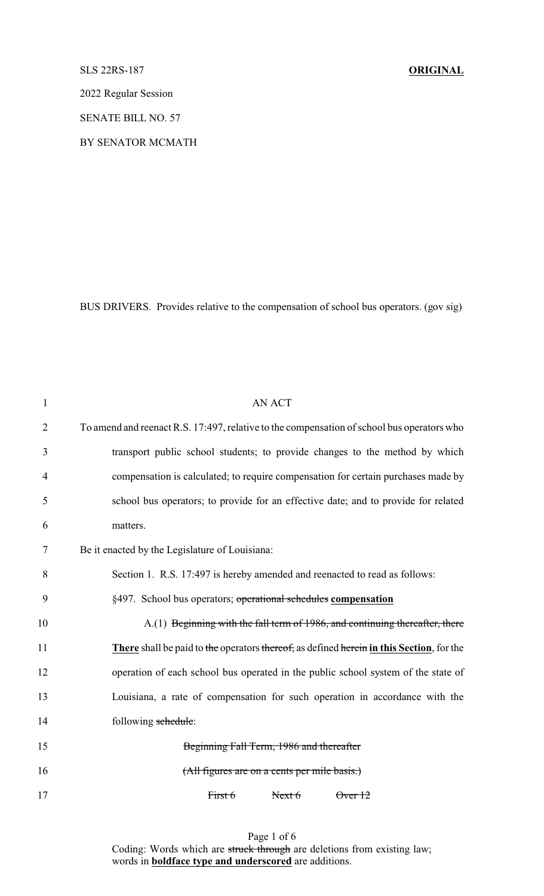SLS 22RS-187 **ORIGINAL**

2022 Regular Session

SENATE BILL NO. 57

BY SENATOR MCMATH

BUS DRIVERS. Provides relative to the compensation of school bus operators. (gov sig)

AN ACT

To amend and reenact R.S. 17:497, relative to the compensation of school bus operators who transport public school students; to provide changes to the method by which compensation is calculated; to require compensation for certain purchases made by school bus operators; to provide for an effective date; and to provide for related matters.

Be it enacted by the Legislature of Louisiana:

Section 1. R.S. 17:497 is hereby amended and reenacted to read as follows:

§497. School bus operators; ~~operational schedules~~ **compensation**

A.(1) ~~Beginning with the fall term of 1986, and continuing thereafter, there~~ **There** shall be paid to ~~the~~ operators ~~thereof,~~ as defined ~~herein~~ **in this Section**, for the operation of each school bus operated in the public school system of the state of Louisiana, a rate of compensation for such operation in accordance with the following ~~schedule~~:

~~Beginning Fall Term, 1986 and thereafter~~

~~(All figures are on a cents per mile basis.)~~

~~First 6~~ ~~Next 6~~ ~~Over 12~~

Coding: Words which are ~~struck through~~ are deletions from existing law; words in **boldface type and underscored** are additions.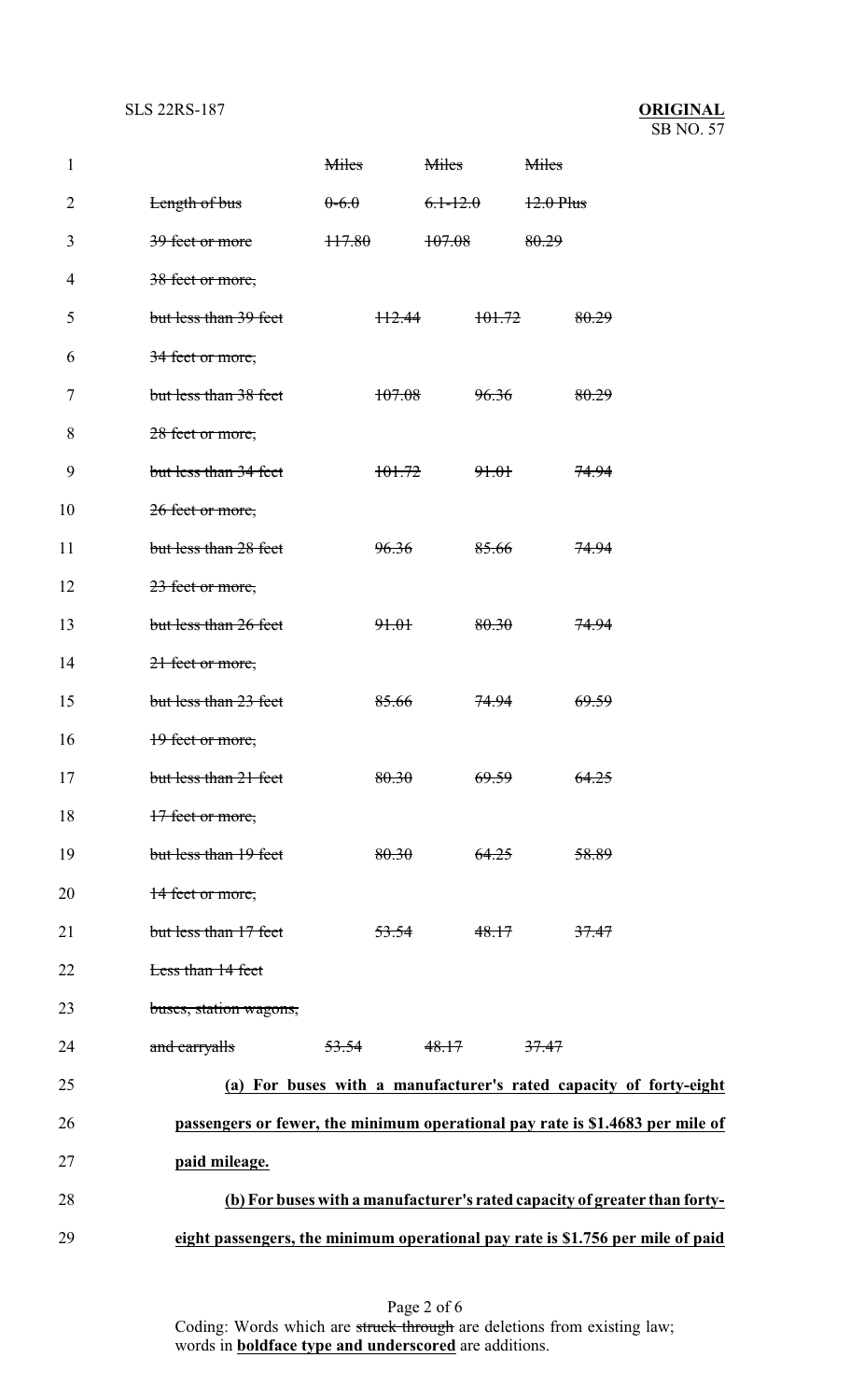| | ~~Miles~~ | ~~Miles~~ | ~~Miles~~ |
|---|---|---|---|
| ~~Length of bus~~ | ~~0-6.0~~ | ~~6.1-12.0~~ | ~~12.0 Plus~~ |
| ~~39 feet or more~~ | ~~117.80~~ | ~~107.08~~ | ~~80.29~~ |
| ~~38 feet or more, but less than 39 feet~~ | ~~112.44~~ | ~~101.72~~ | ~~80.29~~ |
| ~~34 feet or more, but less than 38 feet~~ | ~~107.08~~ | ~~96.36~~ | ~~80.29~~ |
| ~~28 feet or more, but less than 34 feet~~ | ~~101.72~~ | ~~91.01~~ | ~~74.94~~ |
| ~~26 feet or more, but less than 28 feet~~ | ~~96.36~~ | ~~85.66~~ | ~~74.94~~ |
| ~~23 feet or more, but less than 26 feet~~ | ~~91.01~~ | ~~80.30~~ | ~~74.94~~ |
| ~~21 feet or more, but less than 23 feet~~ | ~~85.66~~ | ~~74.94~~ | ~~69.59~~ |
| ~~19 feet or more, but less than 21 feet~~ | ~~80.30~~ | ~~69.59~~ | ~~64.25~~ |
| ~~17 feet or more, but less than 19 feet~~ | ~~80.30~~ | ~~64.25~~ | ~~58.89~~ |
| ~~14 feet or more, but less than 17 feet~~ | ~~53.54~~ | ~~48.17~~ | ~~37.47~~ |
| ~~Less than 14 feet buses, station wagons, and carryalls~~ | ~~53.54~~ | ~~48.17~~ | ~~37.47~~ |

**(a) For buses with a manufacturer's rated capacity of forty-eight passengers or fewer, the minimum operational pay rate is $1.4683 per mile of paid mileage.**

**(b) For buses with a manufacturer's rated capacity of greater than forty-eight passengers, the minimum operational pay rate is $1.756 per mile of paid**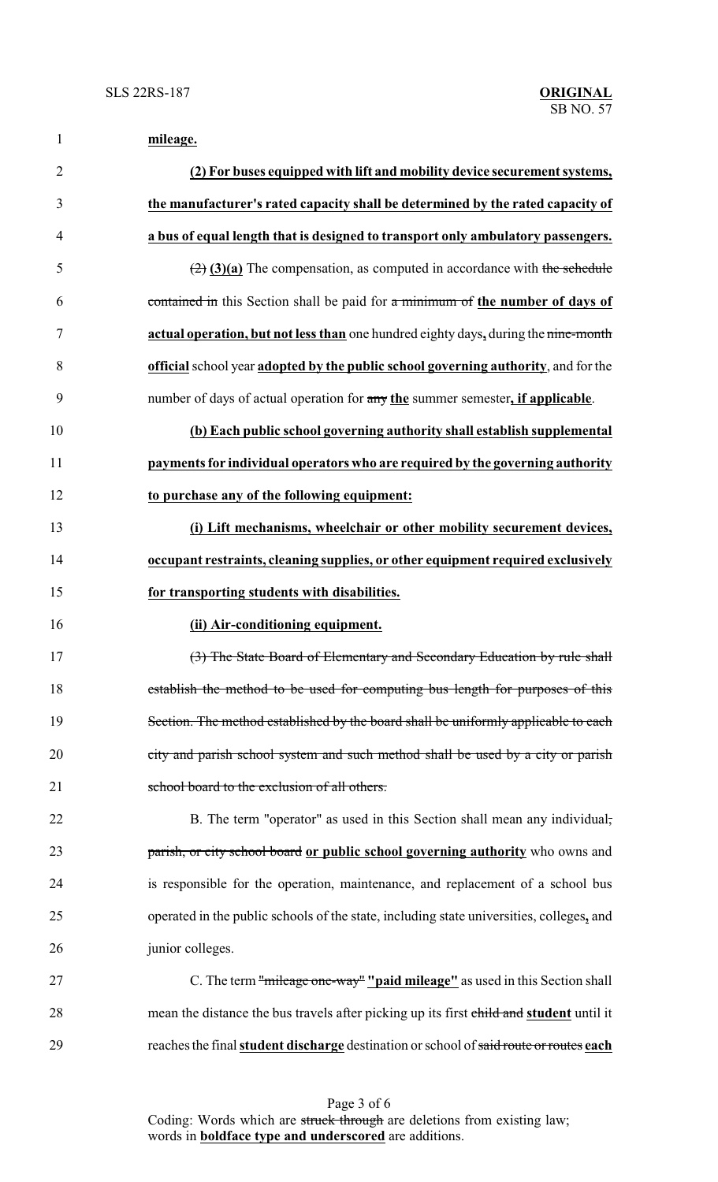**mileage.**

**(2) For buses equipped with lift and mobility device securement systems, the manufacturer's rated capacity shall be determined by the rated capacity of a bus of equal length that is designed to transport only ambulatory passengers.**

~~(2)~~ **(3)(a)** The compensation, as computed in accordance with ~~the schedule contained in~~ this Section shall be paid for ~~a minimum of~~ **the number of days of actual operation, but not less than** one hundred eighty days**,** during the ~~nine-month~~ **official** school year **adopted by the public school governing authority**, and for the number of days of actual operation for ~~any~~ **the** summer semester**, if applicable**.

**(b) Each public school governing authority shall establish supplemental payments for individual operators who are required by the governing authority to purchase any of the following equipment:**

**(i) Lift mechanisms, wheelchair or other mobility securement devices, occupant restraints, cleaning supplies, or other equipment required exclusively for transporting students with disabilities.**

**(ii) Air-conditioning equipment.**

~~(3) The State Board of Elementary and Secondary Education by rule shall establish the method to be used for computing bus length for purposes of this Section. The method established by the board shall be uniformly applicable to each city and parish school system and such method shall be used by a city or parish school board to the exclusion of all others.~~

B. The term "operator" as used in this Section shall mean any individual~~, parish, or city school board~~ **or public school governing authority** who owns and is responsible for the operation, maintenance, and replacement of a school bus operated in the public schools of the state, including state universities, colleges**,** and junior colleges.

C. The term ~~"mileage one-way"~~ **"paid mileage"** as used in this Section shall mean the distance the bus travels after picking up its first ~~child and~~ **student** until it reaches the final **student discharge** destination or school of ~~said route or routes~~ **each**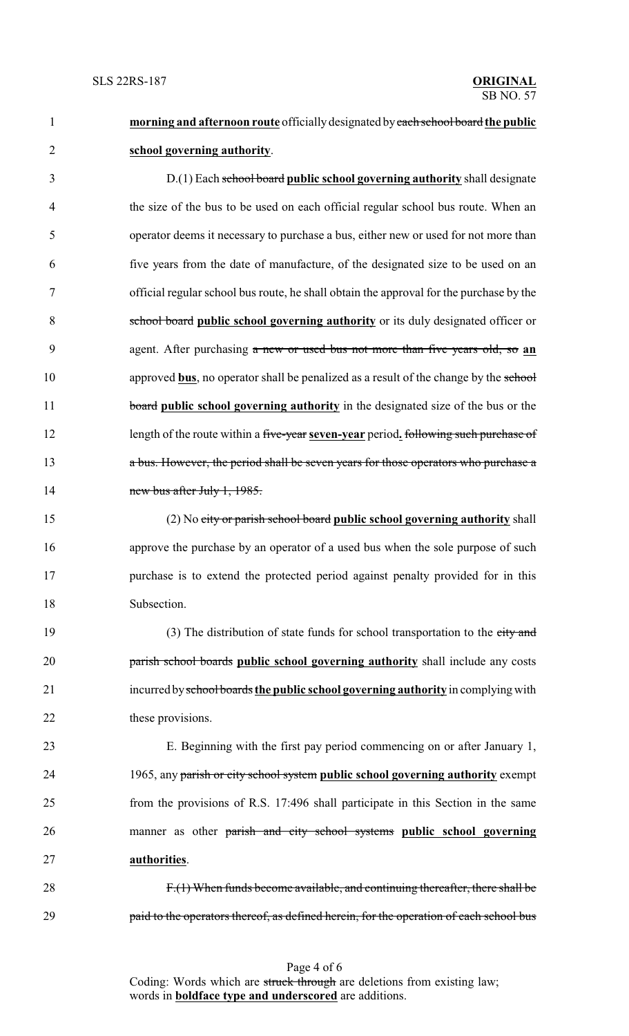**morning and afternoon route** officially designated by ~~each school board~~ **the public school governing authority**.

D.(1) Each ~~school board~~ **public school governing authority** shall designate the size of the bus to be used on each official regular school bus route. When an operator deems it necessary to purchase a bus, either new or used for not more than five years from the date of manufacture, of the designated size to be used on an official regular school bus route, he shall obtain the approval for the purchase by the ~~school board~~ **public school governing authority** or its duly designated officer or agent. After purchasing ~~a new or used bus not more than five years old, so~~ **an** approved **bus**, no operator shall be penalized as a result of the change by the ~~school board~~ **public school governing authority** in the designated size of the bus or the length of the route within a ~~five-year~~ **seven-year** period**.** ~~following such purchase of a bus. However, the period shall be seven years for those operators who purchase a new bus after July 1, 1985.~~

(2) No ~~city or parish school board~~ **public school governing authority** shall approve the purchase by an operator of a used bus when the sole purpose of such purchase is to extend the protected period against penalty provided for in this Subsection.

(3) The distribution of state funds for school transportation to the ~~city and parish school boards~~ **public school governing authority** shall include any costs incurred by ~~school boards~~ **the public school governing authority** in complying with these provisions.

E. Beginning with the first pay period commencing on or after January 1, 1965, any ~~parish or city school system~~ **public school governing authority** exempt from the provisions of R.S. 17:496 shall participate in this Section in the same manner as other ~~parish and city school systems~~ **public school governing authorities**.

~~F.(1) When funds become available, and continuing thereafter, there shall be paid to the operators thereof, as defined herein, for the operation of each school bus~~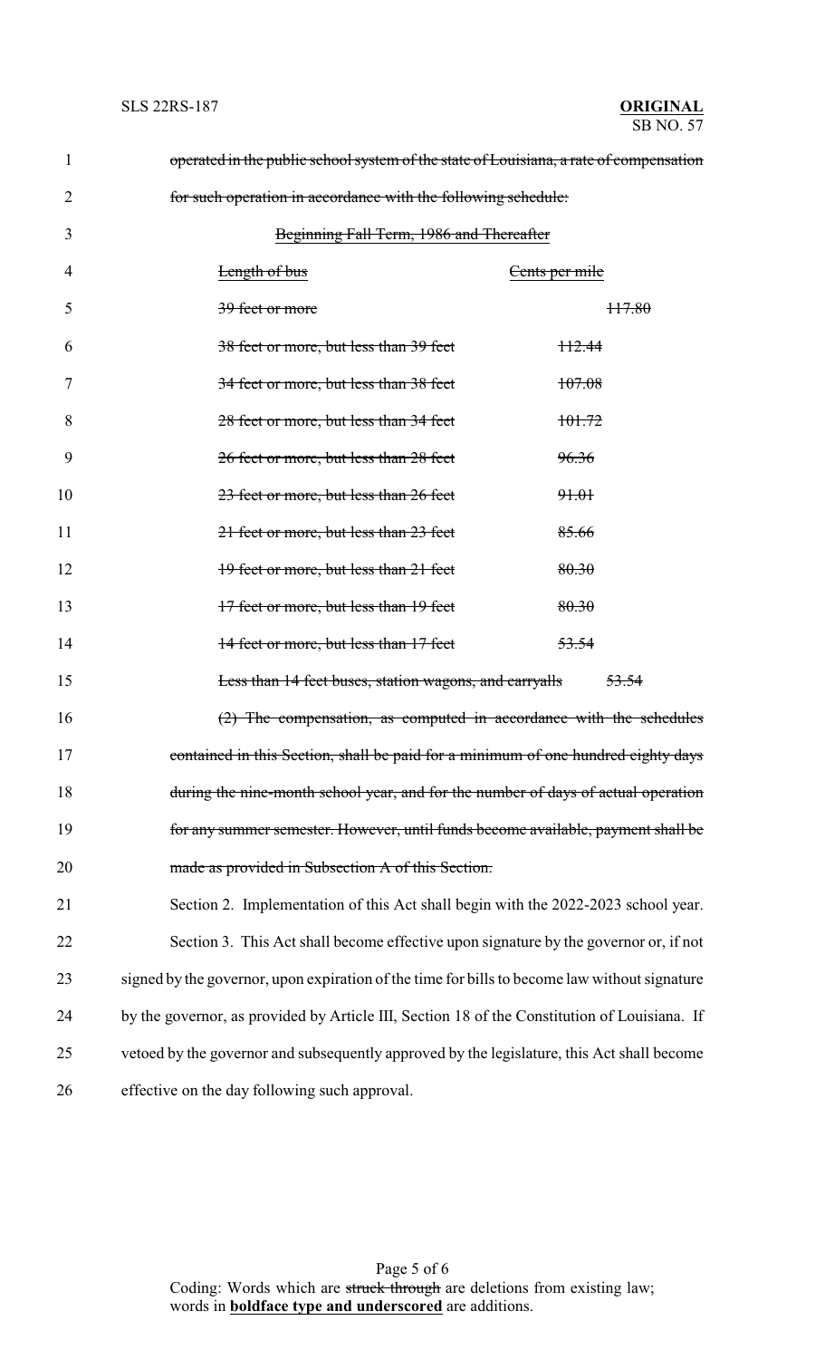operated in the public school system of the state of Louisiana, a rate of compensation for such operation in accordance with the following schedule:

Beginning Fall Term, 1986 and Thereafter

| Length of bus | Cents per mile |
| --- | --- |
| 39 feet or more | 117.80 |
| 38 feet or more, but less than 39 feet | 112.44 |
| 34 feet or more, but less than 38 feet | 107.08 |
| 28 feet or more, but less than 34 feet | 101.72 |
| 26 feet or more, but less than 28 feet | 96.36 |
| 23 feet or more, but less than 26 feet | 91.01 |
| 21 feet or more, but less than 23 feet | 85.66 |
| 19 feet or more, but less than 21 feet | 80.30 |
| 17 feet or more, but less than 19 feet | 80.30 |
| 14 feet or more, but less than 17 feet | 53.54 |
| Less than 14 feet buses, station wagons, and carryalls | 53.54 |

(2) The compensation, as computed in accordance with the schedules contained in this Section, shall be paid for a minimum of one hundred eighty days during the nine-month school year, and for the number of days of actual operation for any summer semester. However, until funds become available, payment shall be made as provided in Subsection A of this Section.

Section 2. Implementation of this Act shall begin with the 2022-2023 school year.

Section 3. This Act shall become effective upon signature by the governor or, if not signed by the governor, upon expiration of the time for bills to become law without signature by the governor, as provided by Article III, Section 18 of the Constitution of Louisiana. If vetoed by the governor and subsequently approved by the legislature, this Act shall become effective on the day following such approval.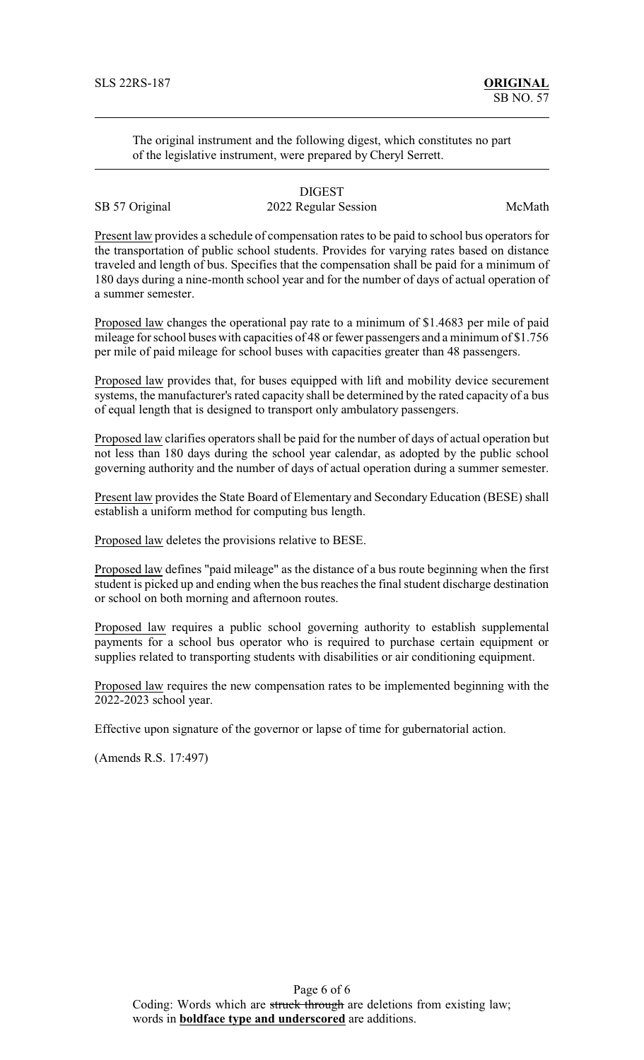The original instrument and the following digest, which constitutes no part of the legislative instrument, were prepared by Cheryl Serrett.

DIGEST

SB 57 Original 2022 Regular Session McMath

Present law provides a schedule of compensation rates to be paid to school bus operators for the transportation of public school students. Provides for varying rates based on distance traveled and length of bus. Specifies that the compensation shall be paid for a minimum of 180 days during a nine-month school year and for the number of days of actual operation of a summer semester.

Proposed law changes the operational pay rate to a minimum of $1.4683 per mile of paid mileage for school buses with capacities of 48 or fewer passengers and a minimum of $1.756 per mile of paid mileage for school buses with capacities greater than 48 passengers.

Proposed law provides that, for buses equipped with lift and mobility device securement systems, the manufacturer's rated capacity shall be determined by the rated capacity of a bus of equal length that is designed to transport only ambulatory passengers.

Proposed law clarifies operators shall be paid for the number of days of actual operation but not less than 180 days during the school year calendar, as adopted by the public school governing authority and the number of days of actual operation during a summer semester.

Present law provides the State Board of Elementary and Secondary Education (BESE) shall establish a uniform method for computing bus length.

Proposed law deletes the provisions relative to BESE.

Proposed law defines "paid mileage" as the distance of a bus route beginning when the first student is picked up and ending when the bus reaches the final student discharge destination or school on both morning and afternoon routes.

Proposed law requires a public school governing authority to establish supplemental payments for a school bus operator who is required to purchase certain equipment or supplies related to transporting students with disabilities or air conditioning equipment.

Proposed law requires the new compensation rates to be implemented beginning with the 2022-2023 school year.

Effective upon signature of the governor or lapse of time for gubernatorial action.

(Amends R.S. 17:497)